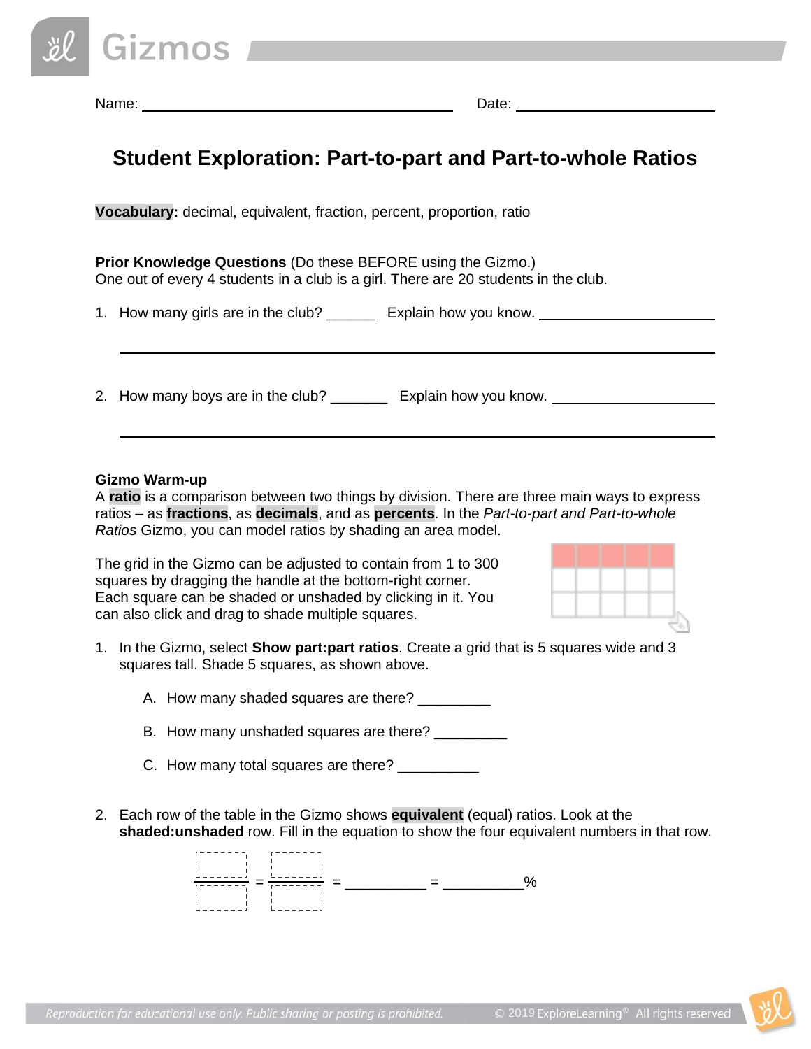Name: ______________________________________ Date: _________________________

# Student Exploration: Part-to-part and Part-to-whole Ratios

**Vocabulary:** decimal, equivalent, fraction, percent, proportion, ratio

**Prior Knowledge Questions** (Do these BEFORE using the Gizmo.)
One out of every 4 students in a club is a girl. There are 20 students in the club.

1. How many girls are in the club? ______ Explain how you know. ____________________

_______________________________________________________________________________

2. How many boys are in the club? _______ Explain how you know. ____________________

_______________________________________________________________________________

**Gizmo Warm-up**
A **ratio** is a comparison between two things by division. There are three main ways to express ratios – as **fractions**, as **decimals**, and as **percents**. In the *Part-to-part and Part-to-whole Ratios* Gizmo, you can model ratios by shading an area model.

The grid in the Gizmo can be adjusted to contain from 1 to 300 squares by dragging the handle at the bottom-right corner. Each square can be shaded or unshaded by clicking in it. You can also click and drag to shade multiple squares.

1. In the Gizmo, select **Show part:part ratios**. Create a grid that is 5 squares wide and 3 squares tall. Shade 5 squares, as shown above.

   A. How many shaded squares are there? _________

   B. How many unshaded squares are there? _________

   C. How many total squares are there? __________

2. Each row of the table in the Gizmo shows **equivalent** (equal) ratios. Look at the **shaded:unshaded** row. Fill in the equation to show the four equivalent numbers in that row.

$$\frac{\square}{\square} = \frac{\square}{\square} = \_\_\_\_\_\_\_\_\_\_ = \_\_\_\_\_\_\_\_\_\_\%$$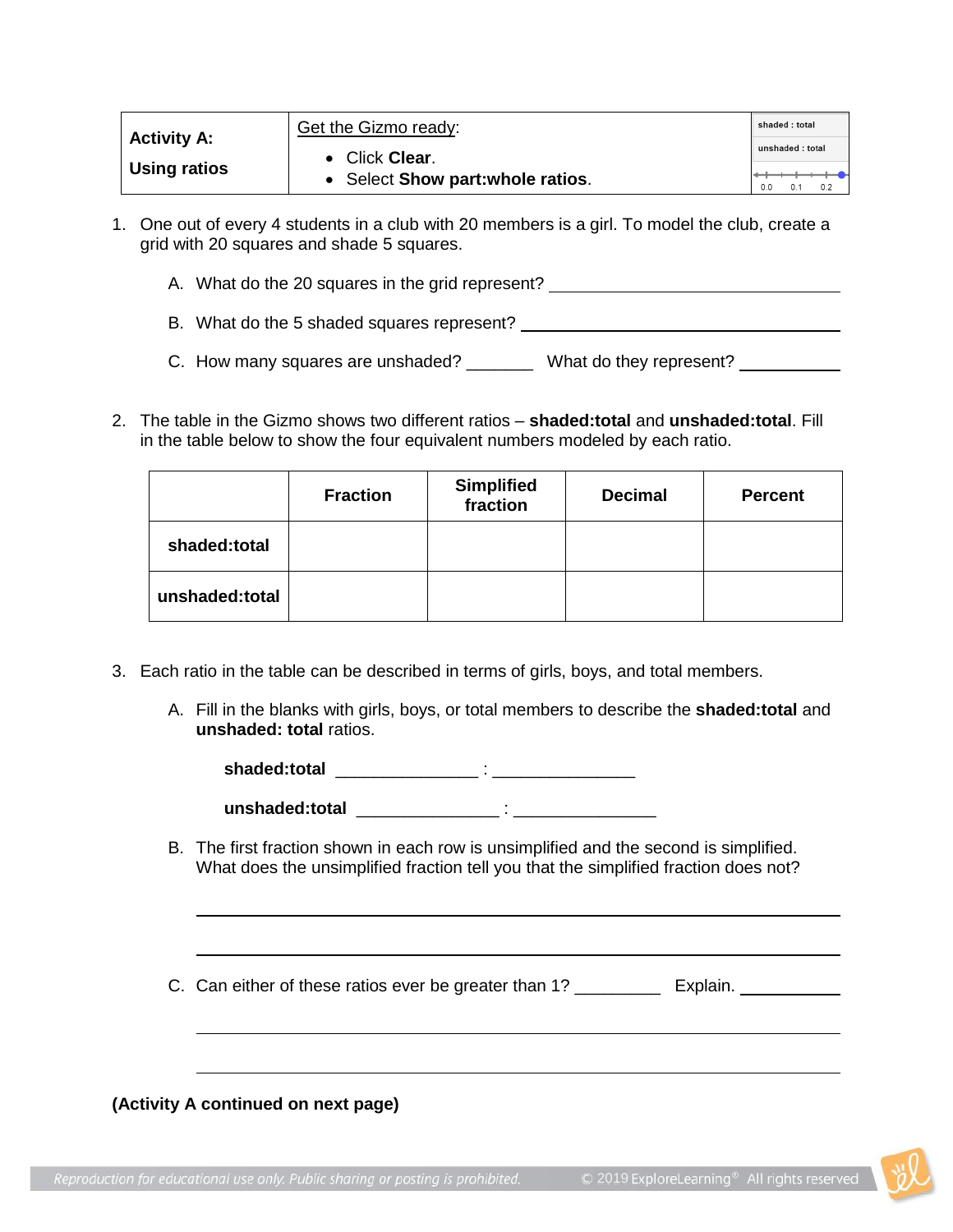| Activity A: Using ratios | Get the Gizmo ready: • Click **Clear**. • Select **Show part:whole ratios**. | shaded : total / unshaded : total / 0.0 0.1 0.2 |
|---|---|---|

1. One out of every 4 students in a club with 20 members is a girl. To model the club, create a grid with 20 squares and shade 5 squares.

   A. What do the 20 squares in the grid represent? ______________________

   B. What do the 5 shaded squares represent? ______________________

   C. How many squares are unshaded? _______ What do they represent? ___________

2. The table in the Gizmo shows two different ratios – **shaded:total** and **unshaded:total**. Fill in the table below to show the four equivalent numbers modeled by each ratio.

| | Fraction | Simplified fraction | Decimal | Percent |
|---|---|---|---|---|
| **shaded:total** | | | | |
| **unshaded:total** | | | | |

3. Each ratio in the table can be described in terms of girls, boys, and total members.

   A. Fill in the blanks with girls, boys, or total members to describe the **shaded:total** and **unshaded: total** ratios.

      **shaded:total** _______________ : _______________

      **unshaded:total** _______________ : _______________

   B. The first fraction shown in each row is unsimplified and the second is simplified. What does the unsimplified fraction tell you that the simplified fraction does not?

      ___________________________________________________________________

      ___________________________________________________________________

   C. Can either of these ratios ever be greater than 1? _________ Explain. ___________

      ___________________________________________________________________

      ___________________________________________________________________

**(Activity A continued on next page)**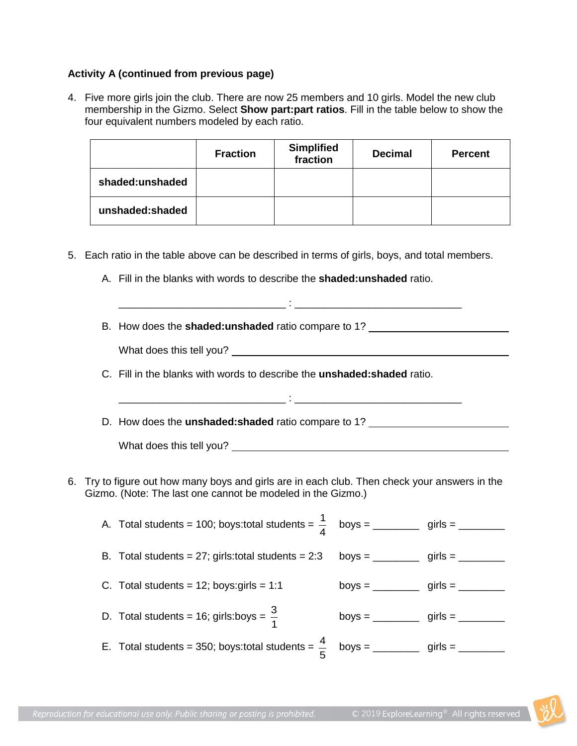**Activity A (continued from previous page)**

4. Five more girls join the club. There are now 25 members and 10 girls. Model the new club membership in the Gizmo. Select **Show part:part ratios**. Fill in the table below to show the four equivalent numbers modeled by each ratio.

| | Fraction | Simplified fraction | Decimal | Percent |
|---|---|---|---|---|
| **shaded:unshaded** | | | | |
| **unshaded:shaded** | | | | |

5. Each ratio in the table above can be described in terms of girls, boys, and total members.

   A. Fill in the blanks with words to describe the **shaded:unshaded** ratio.

   ______________________________ : ______________________________

   B. How does the **shaded:unshaded** ratio compare to 1? ______________________________

   What does this tell you? ______________________________

   C. Fill in the blanks with words to describe the **unshaded:shaded** ratio.

   ______________________________ : ______________________________

   D. How does the **unshaded:shaded** ratio compare to 1? ______________________________

   What does this tell you? ______________________________

6. Try to figure out how many boys and girls are in each club. Then check your answers in the Gizmo. (Note: The last one cannot be modeled in the Gizmo.)

   A. Total students = 100; boys:total students = $\frac{1}{4}$ boys = ________ girls = ________

   B. Total students = 27; girls:total students = 2:3 boys = ________ girls = ________

   C. Total students = 12; boys:girls = 1:1 boys = ________ girls = ________

   D. Total students = 16; girls:boys = $\frac{3}{1}$ boys = ________ girls = ________

   E. Total students = 350; boys:total students = $\frac{4}{5}$ boys = ________ girls = ________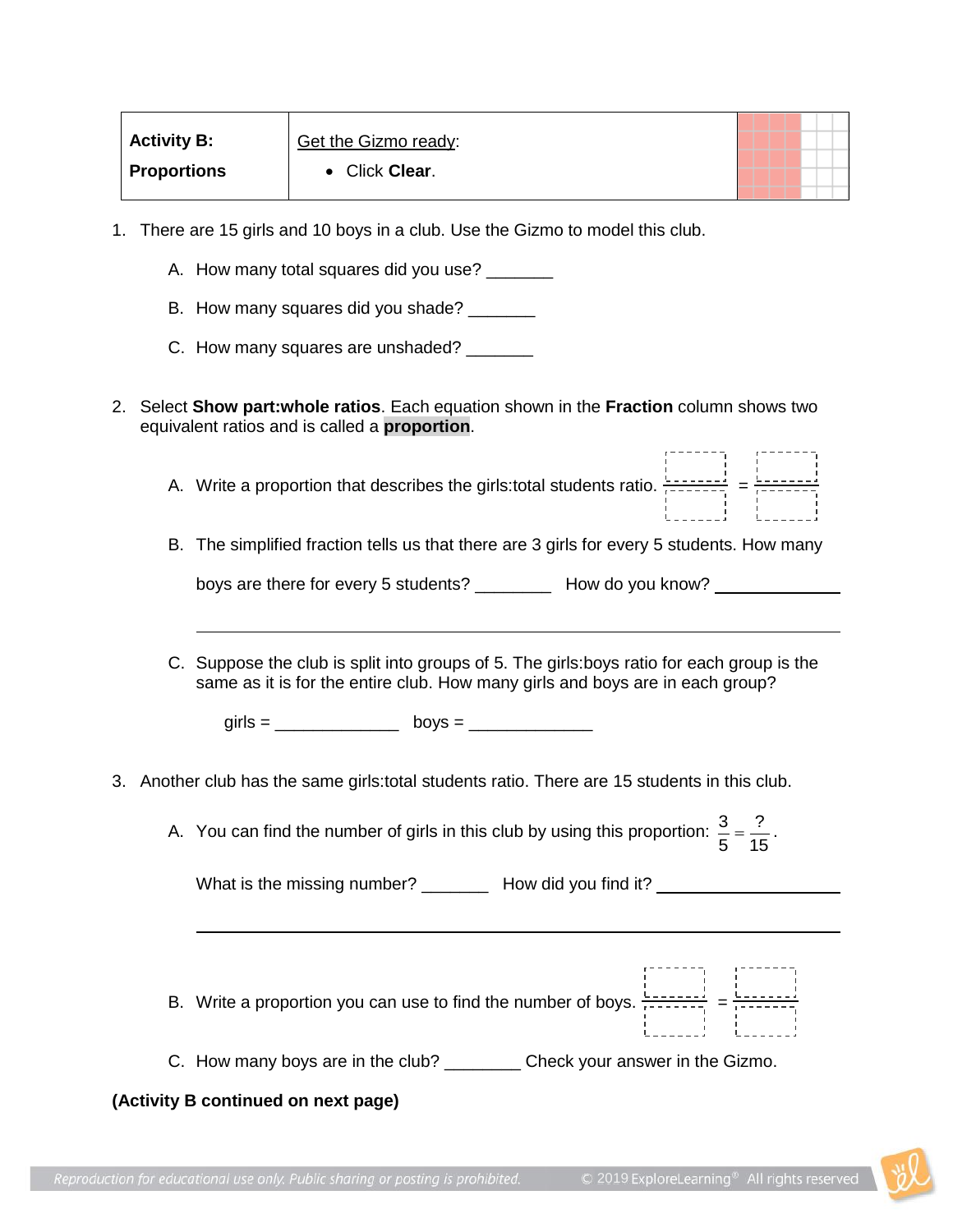| Activity B:<br>Proportions | Get the Gizmo ready:<br>• Click **Clear**. |
|---|---|

1. There are 15 girls and 10 boys in a club. Use the Gizmo to model this club.

   A. How many total squares did you use? _______

   B. How many squares did you shade? _______

   C. How many squares are unshaded? _______

2. Select **Show part:whole ratios**. Each equation shown in the **Fraction** column shows two equivalent ratios and is called a **proportion**.

   A. Write a proportion that describes the girls:total students ratio. $\frac{\square}{\square} = \frac{\square}{\square}$

   B. The simplified fraction tells us that there are 3 girls for every 5 students. How many boys are there for every 5 students? ________ How do you know? ______________

   ______________________________________________________________

   C. Suppose the club is split into groups of 5. The girls:boys ratio for each group is the same as it is for the entire club. How many girls and boys are in each group?

   girls = _____________ boys = _____________

3. Another club has the same girls:total students ratio. There are 15 students in this club.

   A. You can find the number of girls in this club by using this proportion: $\frac{3}{5} = \frac{?}{15}$.

   What is the missing number? _______ How did you find it? ______________________

   ______________________________________________________________

   B. Write a proportion you can use to find the number of boys. $\frac{\square}{\square} = \frac{\square}{\square}$

   C. How many boys are in the club? ________ Check your answer in the Gizmo.

**(Activity B continued on next page)**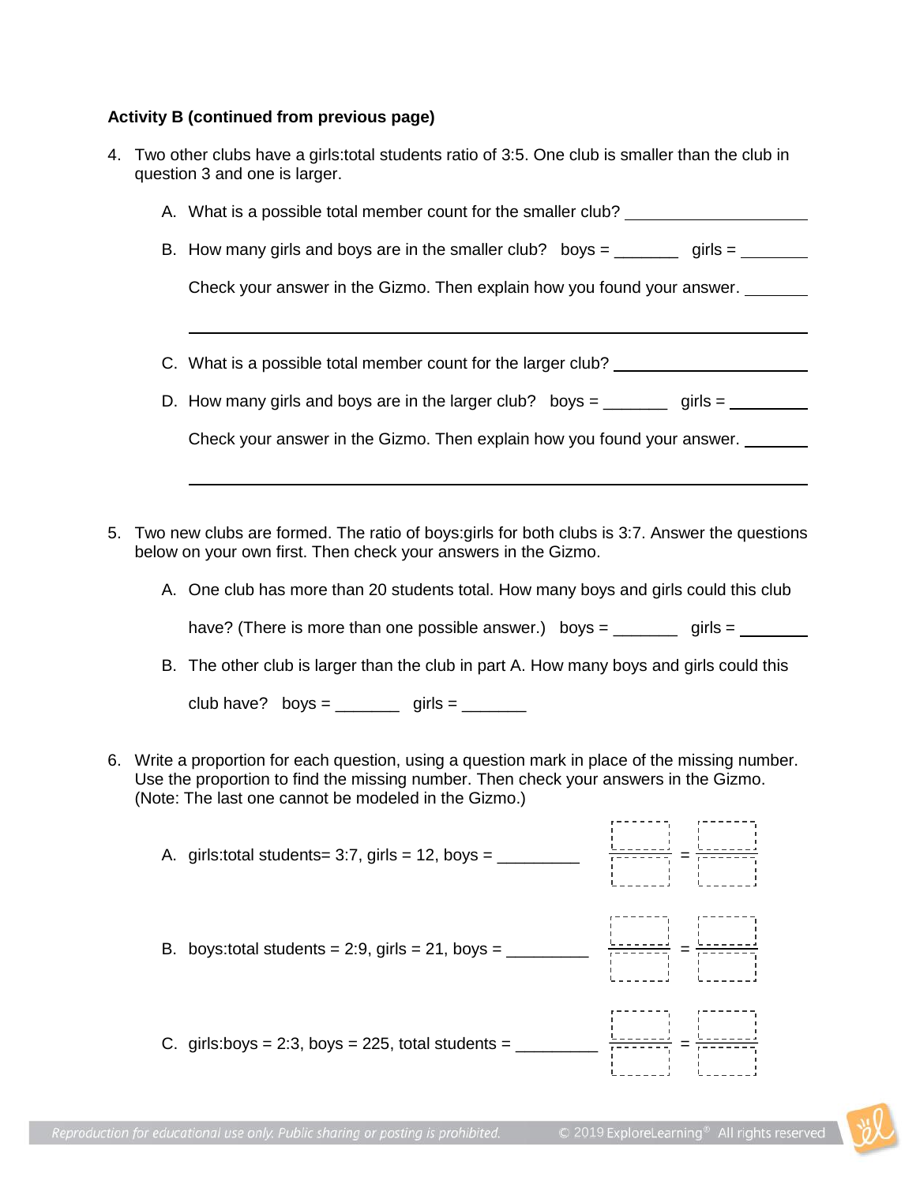**Activity B (continued from previous page)**

4. Two other clubs have a girls:total students ratio of 3:5. One club is smaller than the club in question 3 and one is larger.

   A. What is a possible total member count for the smaller club? ____________________

   B. How many girls and boys are in the smaller club? boys = _______ girls = _______

      Check your answer in the Gizmo. Then explain how you found your answer. _______

      ______________________________________________________________________

   C. What is a possible total member count for the larger club? ____________________

   D. How many girls and boys are in the larger club? boys = _______ girls = _______

      Check your answer in the Gizmo. Then explain how you found your answer. _______

      ______________________________________________________________________

5. Two new clubs are formed. The ratio of boys:girls for both clubs is 3:7. Answer the questions below on your own first. Then check your answers in the Gizmo.

   A. One club has more than 20 students total. How many boys and girls could this club have? (There is more than one possible answer.) boys = _______ girls = _______

   B. The other club is larger than the club in part A. How many boys and girls could this club have? boys = _______ girls = _______

6. Write a proportion for each question, using a question mark in place of the missing number. Use the proportion to find the missing number. Then check your answers in the Gizmo. (Note: The last one cannot be modeled in the Gizmo.)

   A. girls:total students= 3:7, girls = 12, boys = _________ $\frac{\square}{\square} = \frac{\square}{\square}$

   B. boys:total students = 2:9, girls = 21, boys = _________ $\frac{\square}{\square} = \frac{\square}{\square}$

   C. girls:boys = 2:3, boys = 225, total students = _________ $\frac{\square}{\square} = \frac{\square}{\square}$